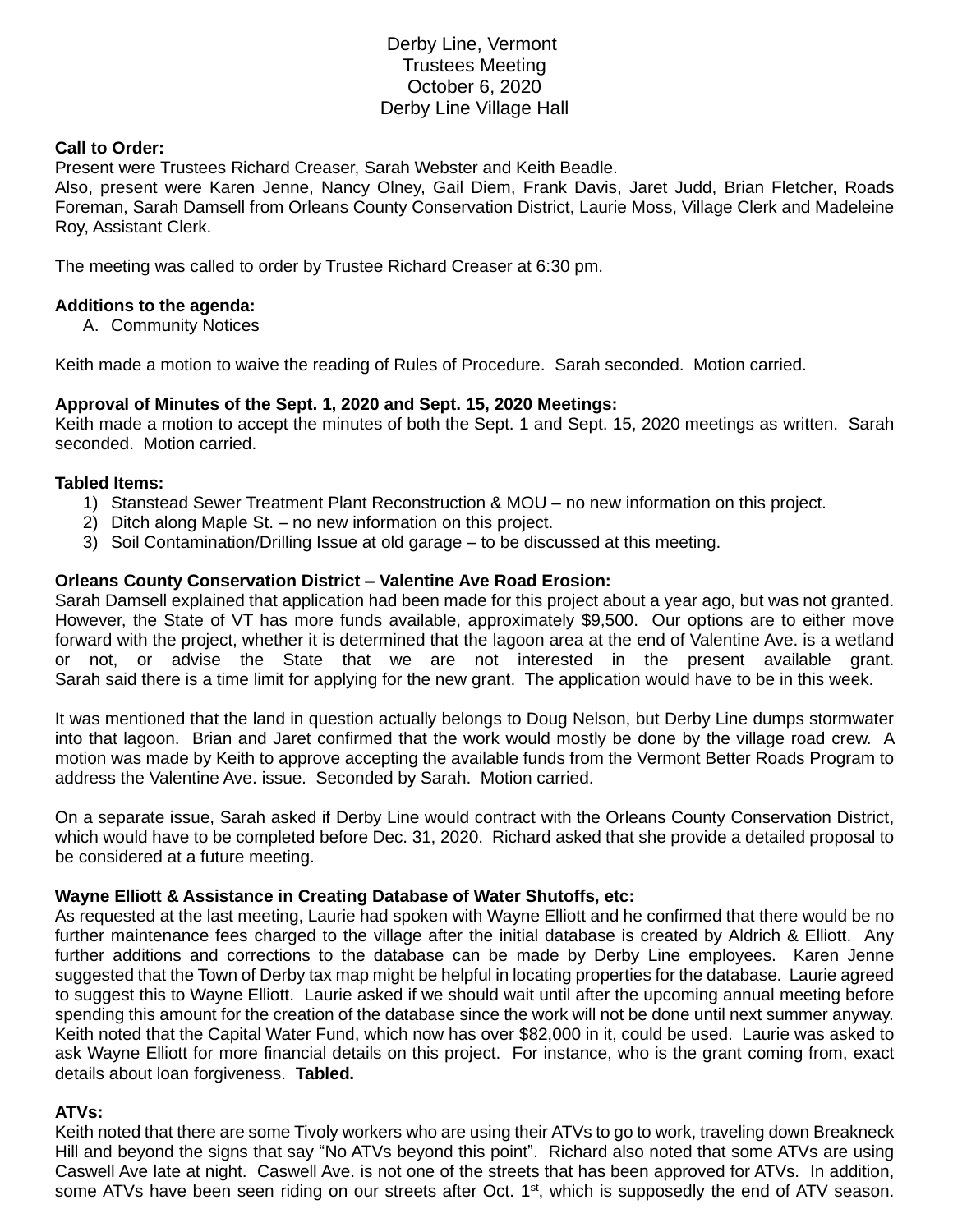Derby Line, Vermont
Trustees Meeting
October 6, 2020
Derby Line Village Hall

**Call to Order:**
Present were Trustees Richard Creaser, Sarah Webster and Keith Beadle.
Also, present were Karen Jenne, Nancy Olney, Gail Diem, Frank Davis, Jaret Judd, Brian Fletcher, Roads Foreman, Sarah Damsell from Orleans County Conservation District, Laurie Moss, Village Clerk and Madeleine Roy, Assistant Clerk.

The meeting was called to order by Trustee Richard Creaser at 6:30 pm.

**Additions to the agenda:**

A. Community Notices

Keith made a motion to waive the reading of Rules of Procedure. Sarah seconded. Motion carried.

**Approval of Minutes of the Sept. 1, 2020 and Sept. 15, 2020 Meetings:**
Keith made a motion to accept the minutes of both the Sept. 1 and Sept. 15, 2020 meetings as written. Sarah seconded. Motion carried.

**Tabled Items:**

1) Stanstead Sewer Treatment Plant Reconstruction & MOU – no new information on this project.
2) Ditch along Maple St. – no new information on this project.
3) Soil Contamination/Drilling Issue at old garage – to be discussed at this meeting.

**Orleans County Conservation District – Valentine Ave Road Erosion:**
Sarah Damsell explained that application had been made for this project about a year ago, but was not granted. However, the State of VT has more funds available, approximately $9,500. Our options are to either move forward with the project, whether it is determined that the lagoon area at the end of Valentine Ave. is a wetland or not, or advise the State that we are not interested in the present available grant. Sarah said there is a time limit for applying for the new grant. The application would have to be in this week.

It was mentioned that the land in question actually belongs to Doug Nelson, but Derby Line dumps stormwater into that lagoon. Brian and Jaret confirmed that the work would mostly be done by the village road crew. A motion was made by Keith to approve accepting the available funds from the Vermont Better Roads Program to address the Valentine Ave. issue. Seconded by Sarah. Motion carried.

On a separate issue, Sarah asked if Derby Line would contract with the Orleans County Conservation District, which would have to be completed before Dec. 31, 2020. Richard asked that she provide a detailed proposal to be considered at a future meeting.

**Wayne Elliott & Assistance in Creating Database of Water Shutoffs, etc:**
As requested at the last meeting, Laurie had spoken with Wayne Elliott and he confirmed that there would be no further maintenance fees charged to the village after the initial database is created by Aldrich & Elliott. Any further additions and corrections to the database can be made by Derby Line employees. Karen Jenne suggested that the Town of Derby tax map might be helpful in locating properties for the database. Laurie agreed to suggest this to Wayne Elliott. Laurie asked if we should wait until after the upcoming annual meeting before spending this amount for the creation of the database since the work will not be done until next summer anyway. Keith noted that the Capital Water Fund, which now has over $82,000 in it, could be used. Laurie was asked to ask Wayne Elliott for more financial details on this project. For instance, who is the grant coming from, exact details about loan forgiveness. **Tabled.**

**ATVs:**
Keith noted that there are some Tivoly workers who are using their ATVs to go to work, traveling down Breakneck Hill and beyond the signs that say "No ATVs beyond this point". Richard also noted that some ATVs are using Caswell Ave late at night. Caswell Ave. is not one of the streets that has been approved for ATVs. In addition, some ATVs have been seen riding on our streets after Oct. 1st, which is supposedly the end of ATV season.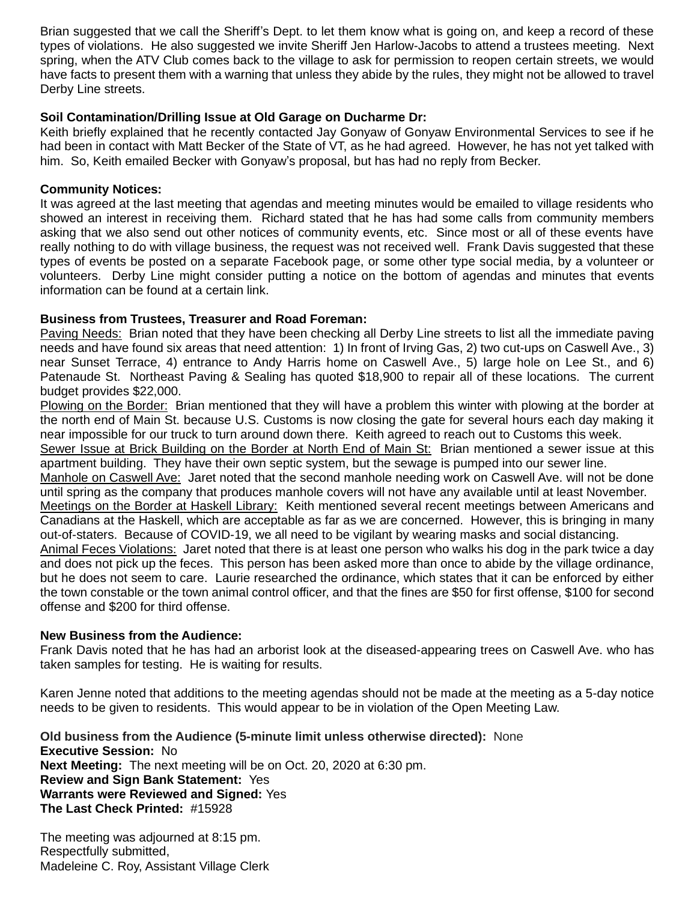Brian suggested that we call the Sheriff's Dept. to let them know what is going on, and keep a record of these types of violations. He also suggested we invite Sheriff Jen Harlow-Jacobs to attend a trustees meeting. Next spring, when the ATV Club comes back to the village to ask for permission to reopen certain streets, we would have facts to present them with a warning that unless they abide by the rules, they might not be allowed to travel Derby Line streets.

**Soil Contamination/Drilling Issue at Old Garage on Ducharme Dr:**
Keith briefly explained that he recently contacted Jay Gonyaw of Gonyaw Environmental Services to see if he had been in contact with Matt Becker of the State of VT, as he had agreed. However, he has not yet talked with him. So, Keith emailed Becker with Gonyaw's proposal, but has had no reply from Becker.

**Community Notices:**
It was agreed at the last meeting that agendas and meeting minutes would be emailed to village residents who showed an interest in receiving them. Richard stated that he has had some calls from community members asking that we also send out other notices of community events, etc. Since most or all of these events have really nothing to do with village business, the request was not received well. Frank Davis suggested that these types of events be posted on a separate Facebook page, or some other type social media, by a volunteer or volunteers. Derby Line might consider putting a notice on the bottom of agendas and minutes that events information can be found at a certain link.

**Business from Trustees, Treasurer and Road Foreman:**
Paving Needs: Brian noted that they have been checking all Derby Line streets to list all the immediate paving needs and have found six areas that need attention: 1) In front of Irving Gas, 2) two cut-ups on Caswell Ave., 3) near Sunset Terrace, 4) entrance to Andy Harris home on Caswell Ave., 5) large hole on Lee St., and 6) Patenaude St. Northeast Paving & Sealing has quoted $18,900 to repair all of these locations. The current budget provides $22,000.
Plowing on the Border: Brian mentioned that they will have a problem this winter with plowing at the border at the north end of Main St. because U.S. Customs is now closing the gate for several hours each day making it near impossible for our truck to turn around down there. Keith agreed to reach out to Customs this week.
Sewer Issue at Brick Building on the Border at North End of Main St: Brian mentioned a sewer issue at this apartment building. They have their own septic system, but the sewage is pumped into our sewer line.
Manhole on Caswell Ave: Jaret noted that the second manhole needing work on Caswell Ave. will not be done until spring as the company that produces manhole covers will not have any available until at least November.
Meetings on the Border at Haskell Library: Keith mentioned several recent meetings between Americans and Canadians at the Haskell, which are acceptable as far as we are concerned. However, this is bringing in many out-of-staters. Because of COVID-19, we all need to be vigilant by wearing masks and social distancing.
Animal Feces Violations: Jaret noted that there is at least one person who walks his dog in the park twice a day and does not pick up the feces. This person has been asked more than once to abide by the village ordinance, but he does not seem to care. Laurie researched the ordinance, which states that it can be enforced by either the town constable or the town animal control officer, and that the fines are $50 for first offense, $100 for second offense and $200 for third offense.

**New Business from the Audience:**
Frank Davis noted that he has had an arborist look at the diseased-appearing trees on Caswell Ave. who has taken samples for testing. He is waiting for results.

Karen Jenne noted that additions to the meeting agendas should not be made at the meeting as a 5-day notice needs to be given to residents. This would appear to be in violation of the Open Meeting Law.

**Old business from the Audience (5-minute limit unless otherwise directed):** None
**Executive Session:** No
**Next Meeting:** The next meeting will be on Oct. 20, 2020 at 6:30 pm.
**Review and Sign Bank Statement:** Yes
**Warrants were Reviewed and Signed:** Yes
**The Last Check Printed:** #15928

The meeting was adjourned at 8:15 pm.
Respectfully submitted,
Madeleine C. Roy, Assistant Village Clerk